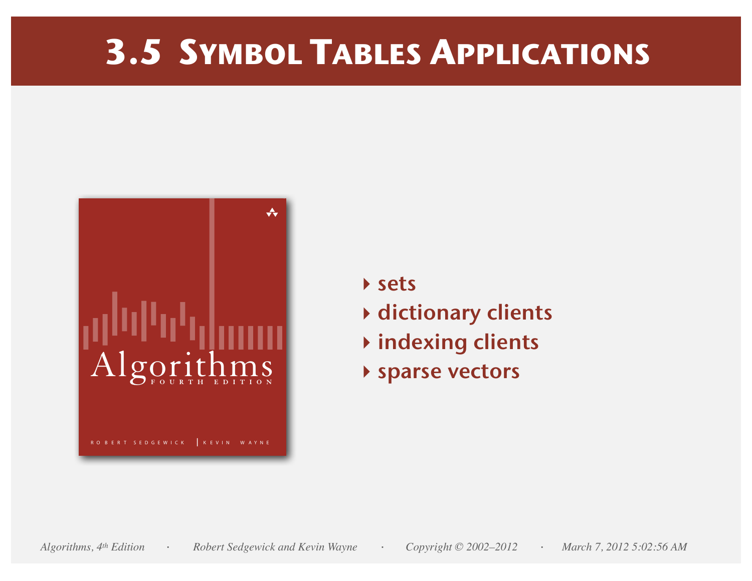# 3.5 Symbol Tables Applications

- sets
- dictionary clients
- indexing clients
- sparse vectors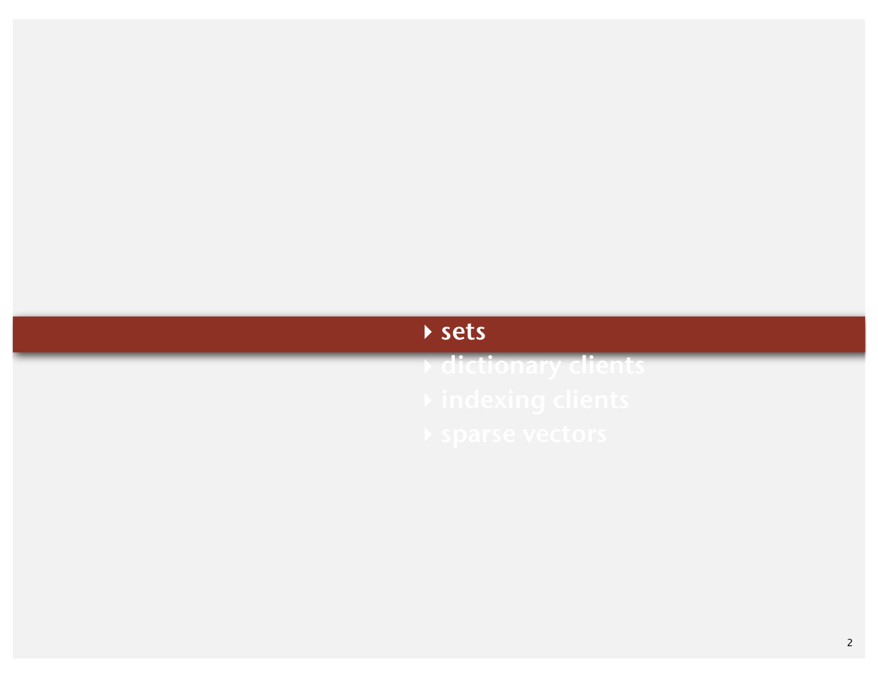- **sets**
- dictionary clients
- indexing clients
- sparse vectors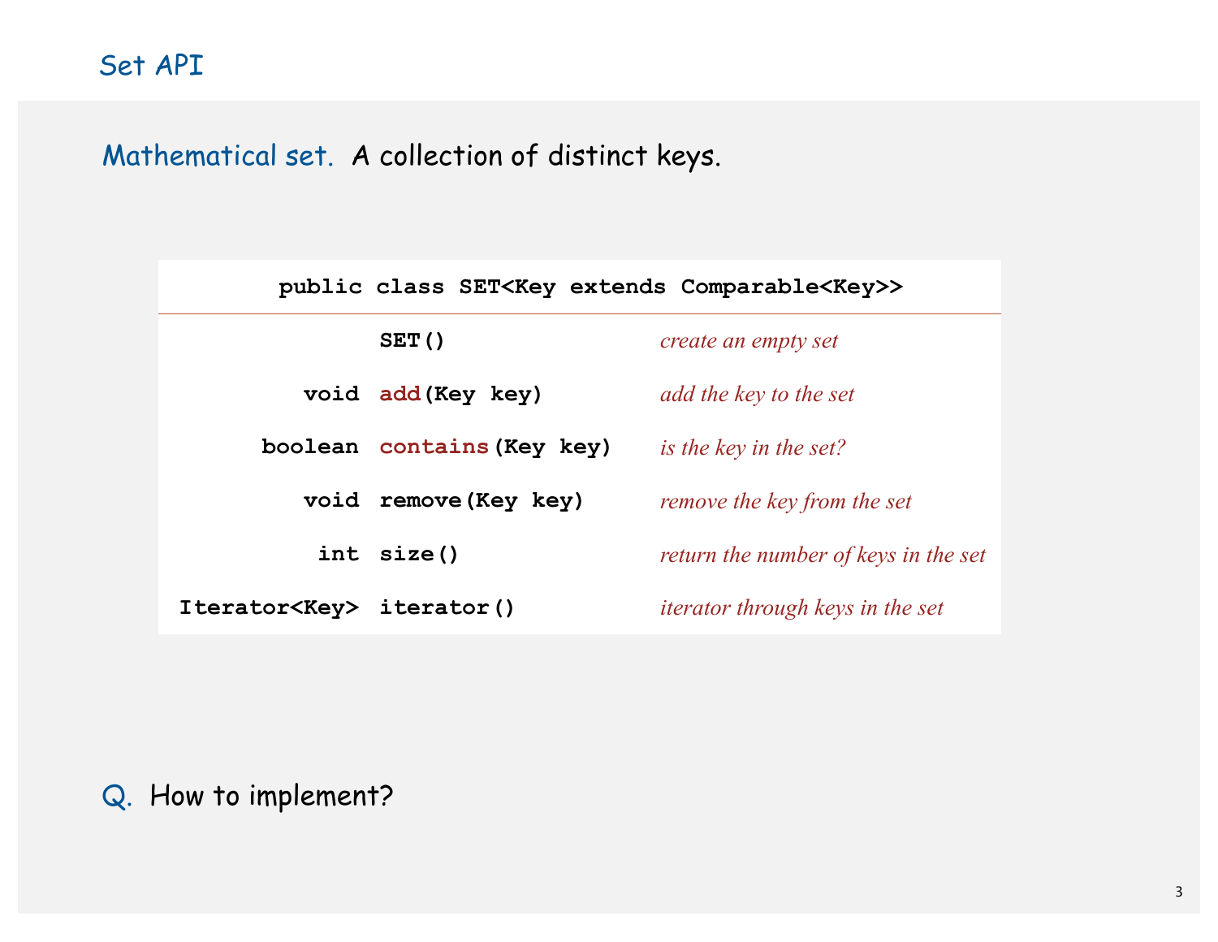## Set API

**Mathematical set.** A collection of distinct keys.

| public class SET<Key extends Comparable<Key>> | | |
|---|---|---|
| | SET() | *create an empty set* |
| void | add(Key key) | *add the key to the set* |
| boolean | contains(Key key) | *is the key in the set?* |
| void | remove(Key key) | *remove the key from the set* |
| int | size() | *return the number of keys in the set* |
| Iterator<Key> | iterator() | *iterator through keys in the set* |

**Q.** How to implement?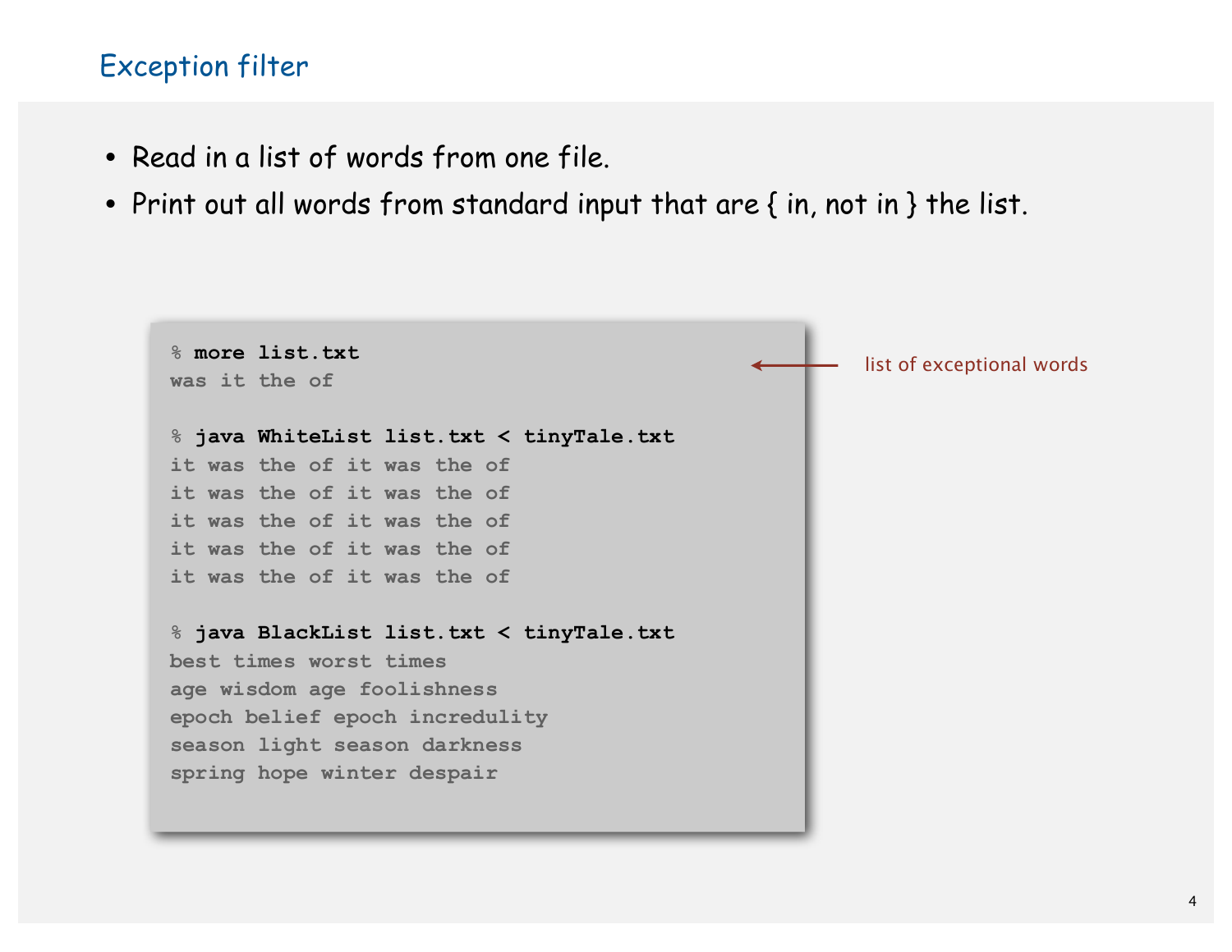# Exception filter

- Read in a list of words from one file.
- Print out all words from standard input that are { in, not in } the list.

```
% more list.txt
was it the of

% java WhiteList list.txt < tinyTale.txt
it was the of it was the of
it was the of it was the of
it was the of it was the of
it was the of it was the of
it was the of it was the of

% java BlackList list.txt < tinyTale.txt
best times worst times
age wisdom age foolishness
epoch belief epoch incredulity
season light season darkness
spring hope winter despair
```

list of exceptional words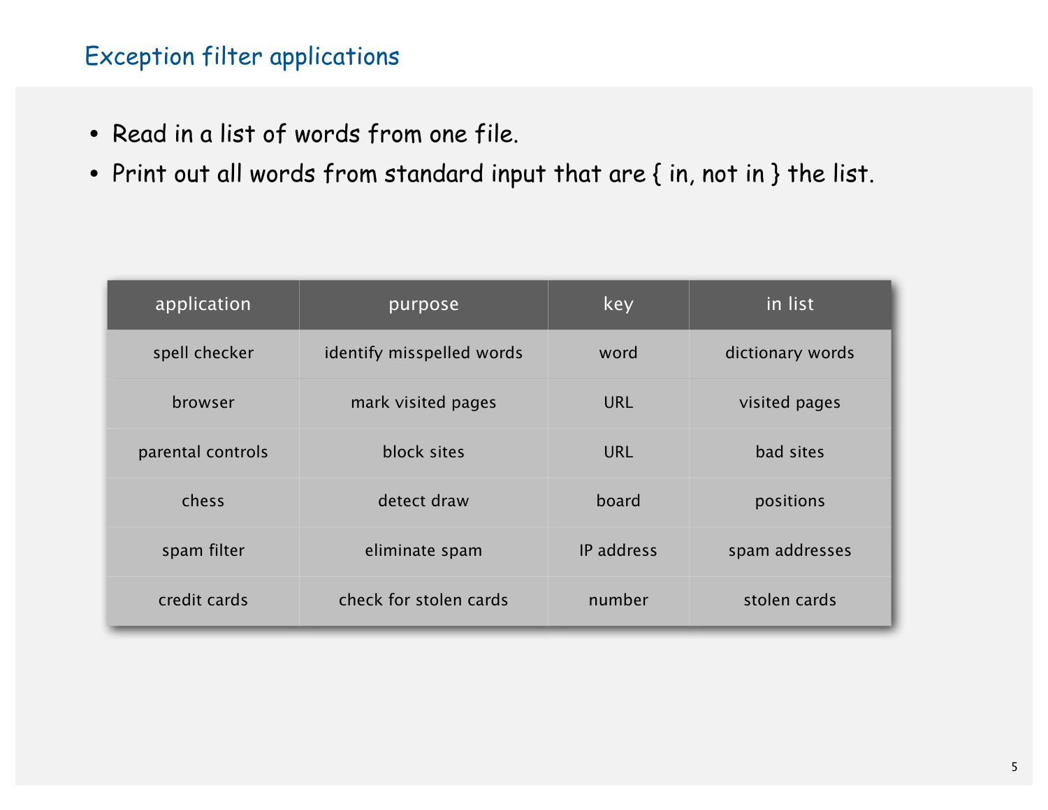## Exception filter applications

- Read in a list of words from one file.
- Print out all words from standard input that are { in, not in } the list.

| application | purpose | key | in list |
| --- | --- | --- | --- |
| spell checker | identify misspelled words | word | dictionary words |
| browser | mark visited pages | URL | visited pages |
| parental controls | block sites | URL | bad sites |
| chess | detect draw | board | positions |
| spam filter | eliminate spam | IP address | spam addresses |
| credit cards | check for stolen cards | number | stolen cards |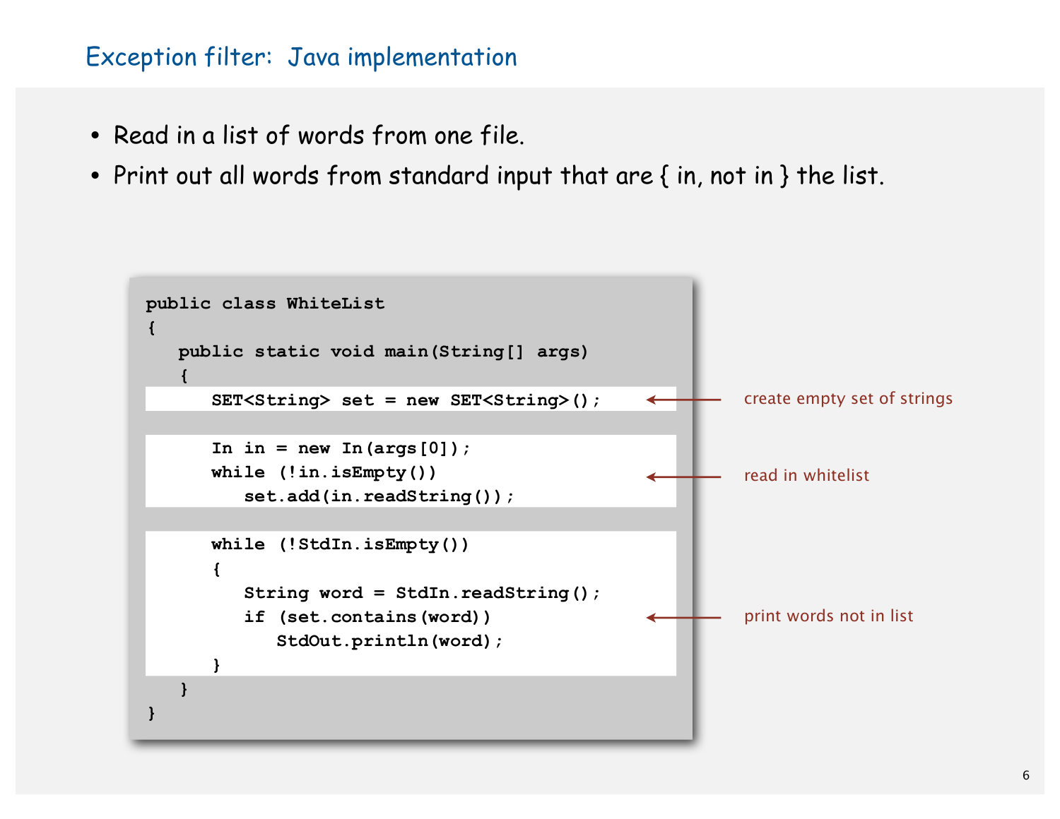# Exception filter: Java implementation

- Read in a list of words from one file.
- Print out all words from standard input that are { in, not in } the list.

```
public class WhiteList
{
   public static void main(String[] args)
   {
      SET<String> set = new SET<String>();

      In in = new In(args[0]);
      while (!in.isEmpty())
         set.add(in.readString());

      while (!StdIn.isEmpty())
      {
         String word = StdIn.readString();
         if (set.contains(word))
            StdOut.println(word);
      }
   }
}
```

- `SET<String> set = new SET<String>();` — create empty set of strings
- `In in = new In(args[0]); ...` — read in whitelist
- `while (!StdIn.isEmpty()) ...` — print words not in list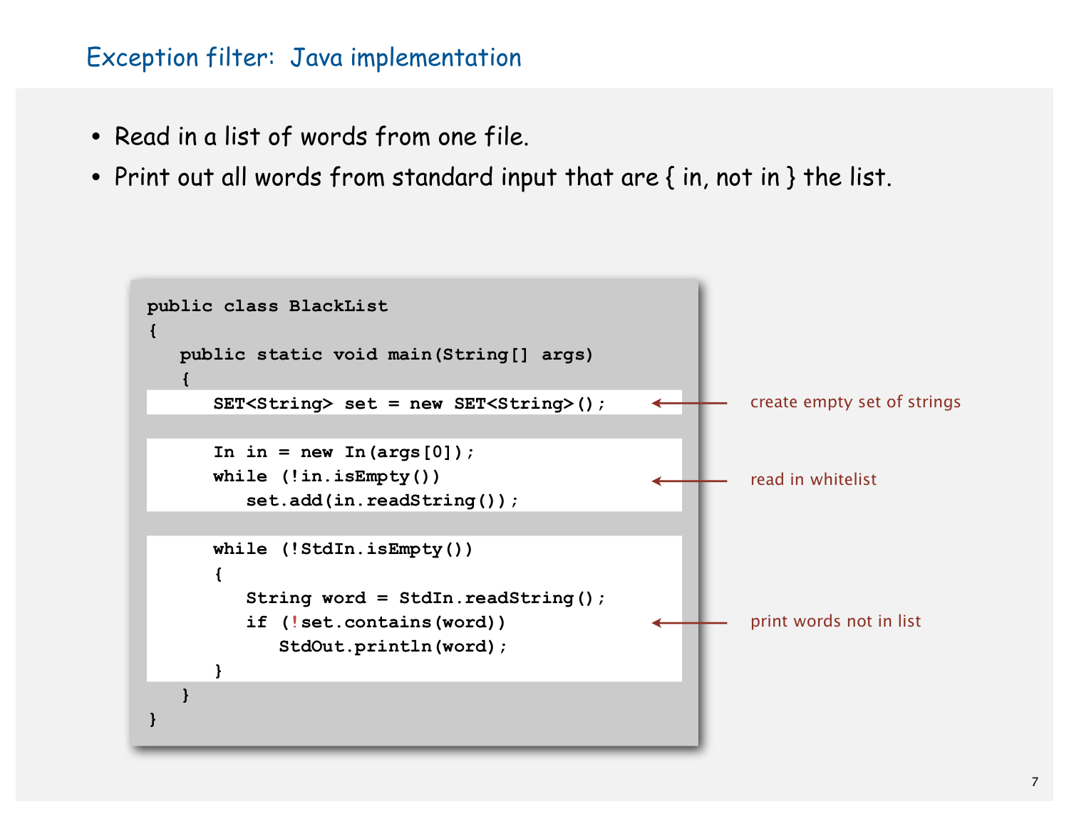# Exception filter: Java implementation

- Read in a list of words from one file.
- Print out all words from standard input that are { in, not in } the list.

```
public class BlackList
{
   public static void main(String[] args)
   {
      SET<String> set = new SET<String>();          // create empty set of strings

      In in = new In(args[0]);
      while (!in.isEmpty())                         // read in whitelist
         set.add(in.readString());

      while (!StdIn.isEmpty())
      {
         String word = StdIn.readString();
         if (!set.contains(word))                   // print words not in list
            StdOut.println(word);
      }
   }
}
```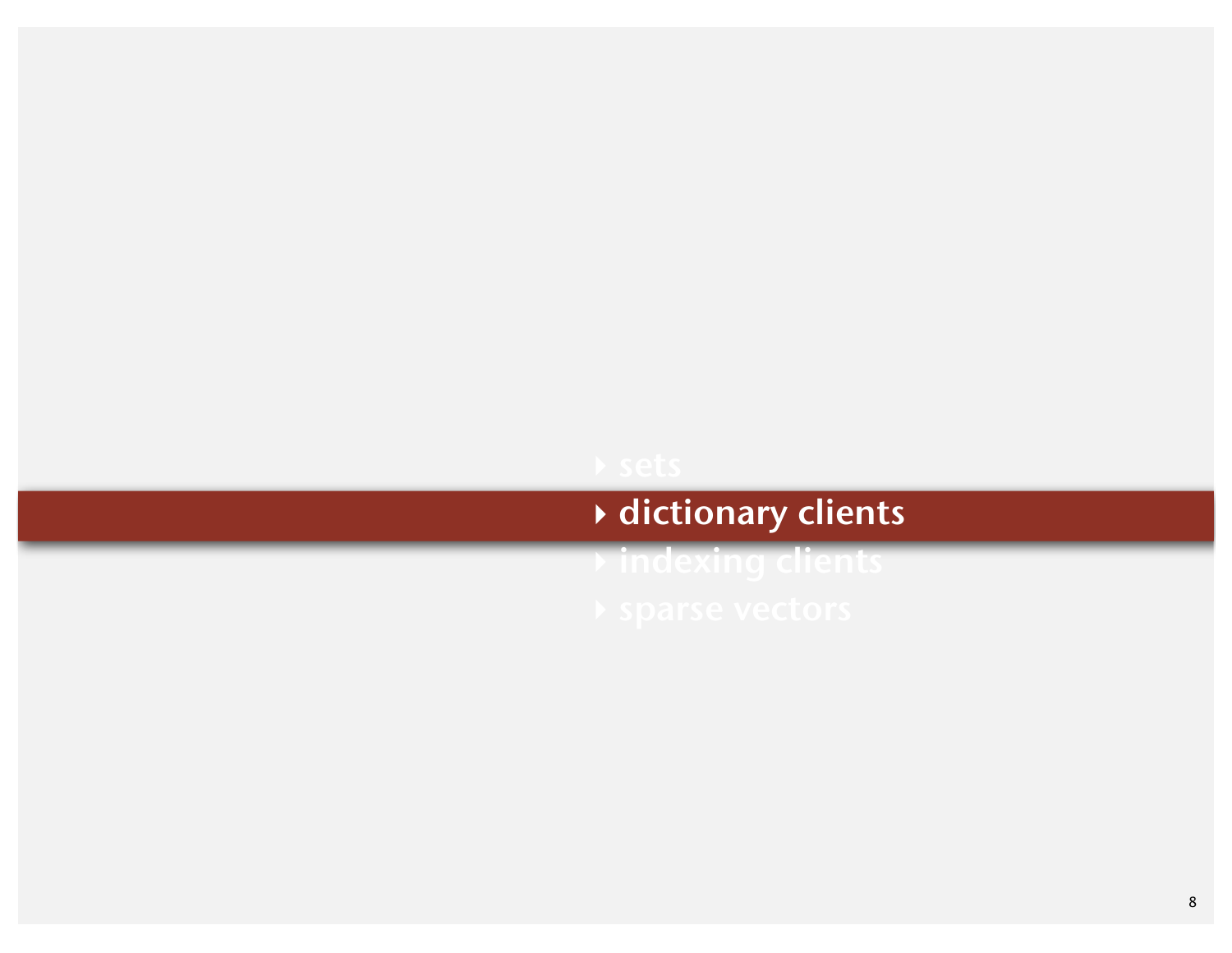- sets
- **dictionary clients**
- indexing clients
- sparse vectors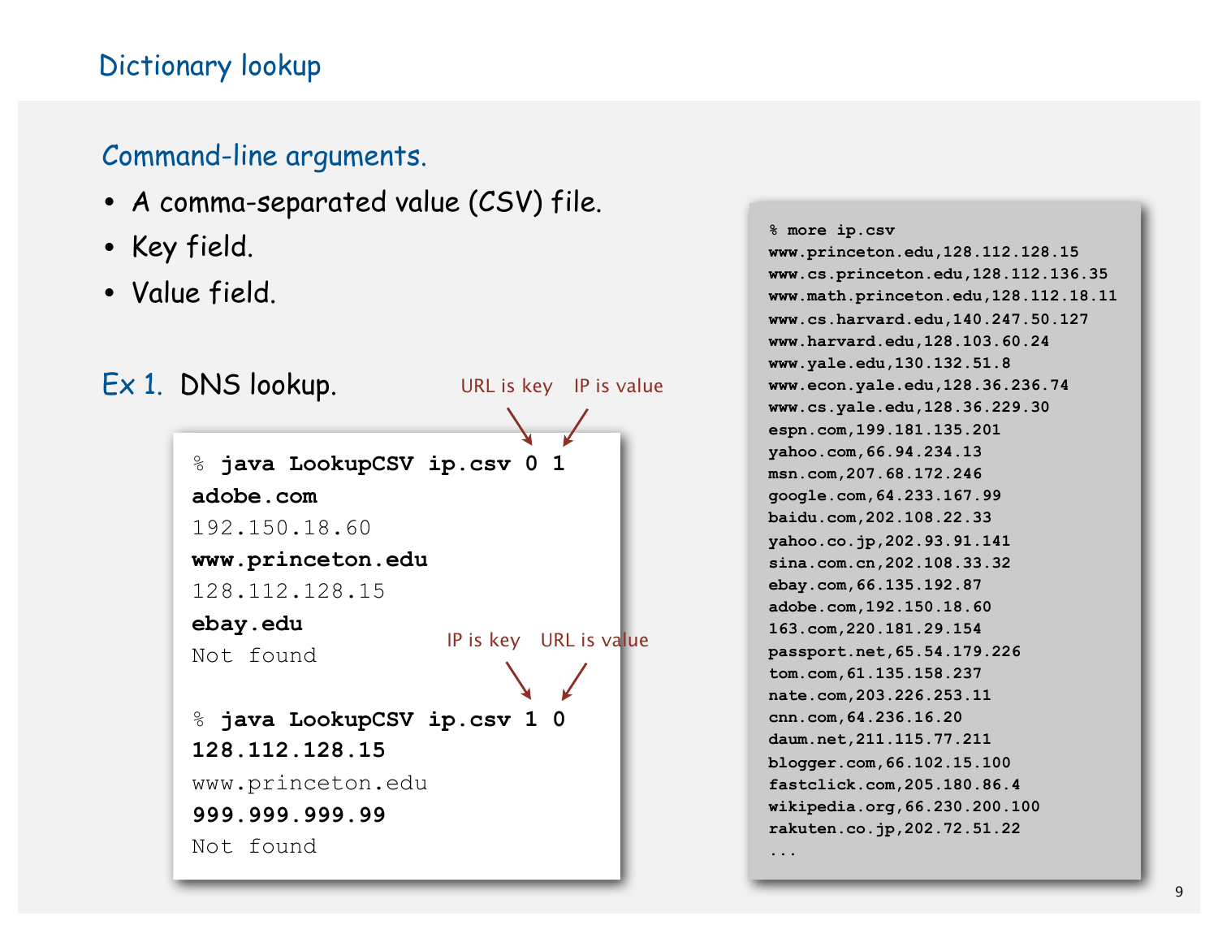## Dictionary lookup

### Command-line arguments.

- A comma-separated value (CSV) file.
- Key field.
- Value field.

**Ex 1.** DNS lookup.

URL is key IP is value

```
% java LookupCSV ip.csv 0 1
adobe.com
192.150.18.60
www.princeton.edu
128.112.128.15
ebay.edu
Not found
```

IP is key URL is value

```
% java LookupCSV ip.csv 1 0
128.112.128.15
www.princeton.edu
999.999.999.99
Not found
```

```
% more ip.csv
www.princeton.edu,128.112.128.15
www.cs.princeton.edu,128.112.136.35
www.math.princeton.edu,128.112.18.11
www.cs.harvard.edu,140.247.50.127
www.harvard.edu,128.103.60.24
www.yale.edu,130.132.51.8
www.econ.yale.edu,128.36.236.74
www.cs.yale.edu,128.36.229.30
espn.com,199.181.135.201
yahoo.com,66.94.234.13
msn.com,207.68.172.246
google.com,64.233.167.99
baidu.com,202.108.22.33
yahoo.co.jp,202.93.91.141
sina.com.cn,202.108.33.32
ebay.com,66.135.192.87
adobe.com,192.150.18.60
163.com,220.181.29.154
passport.net,65.54.179.226
tom.com,61.135.158.237
nate.com,203.226.253.11
cnn.com,64.236.16.20
daum.net,211.115.77.211
blogger.com,66.102.15.100
fastclick.com,205.180.86.4
wikipedia.org,66.230.200.100
rakuten.co.jp,202.72.51.22
...
```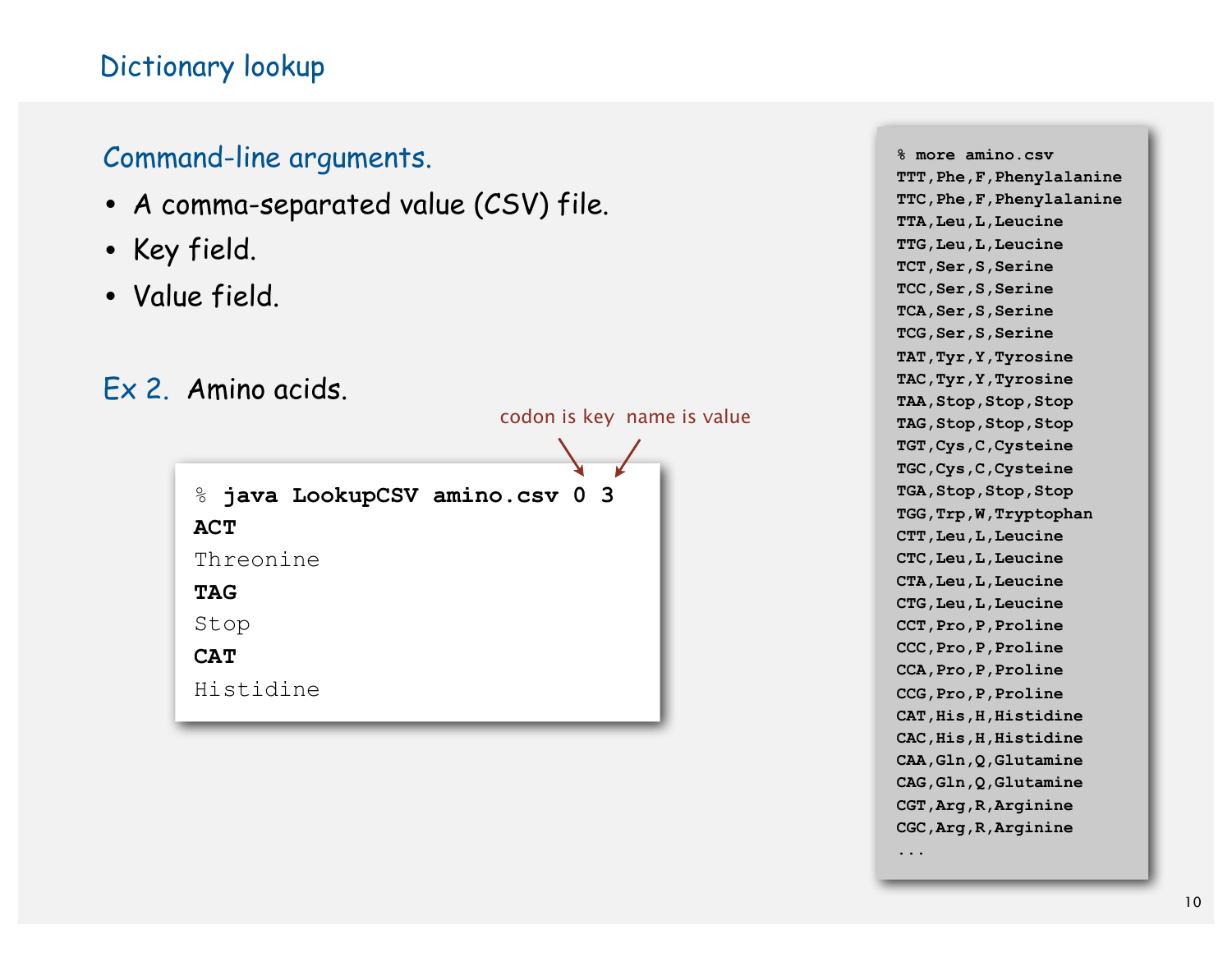# Dictionary lookup

## Command-line arguments.

- A comma-separated value (CSV) file.
- Key field.
- Value field.

**Ex 2.** Amino acids.

codon is key — name is value

```
% java LookupCSV amino.csv 0 3
ACT
Threonine
TAG
Stop
CAT
Histidine
```

```
% more amino.csv
TTT,Phe,F,Phenylalanine
TTC,Phe,F,Phenylalanine
TTA,Leu,L,Leucine
TTG,Leu,L,Leucine
TCT,Ser,S,Serine
TCC,Ser,S,Serine
TCA,Ser,S,Serine
TCG,Ser,S,Serine
TAT,Tyr,Y,Tyrosine
TAC,Tyr,Y,Tyrosine
TAA,Stop,Stop,Stop
TAG,Stop,Stop,Stop
TGT,Cys,C,Cysteine
TGC,Cys,C,Cysteine
TGA,Stop,Stop,Stop
TGG,Trp,W,Tryptophan
CTT,Leu,L,Leucine
CTC,Leu,L,Leucine
CTA,Leu,L,Leucine
CTG,Leu,L,Leucine
CCT,Pro,P,Proline
CCC,Pro,P,Proline
CCA,Pro,P,Proline
CCG,Pro,P,Proline
CAT,His,H,Histidine
CAC,His,H,Histidine
CAA,Gln,Q,Glutamine
CAG,Gln,Q,Glutamine
CGT,Arg,R,Arginine
CGC,Arg,R,Arginine
...
```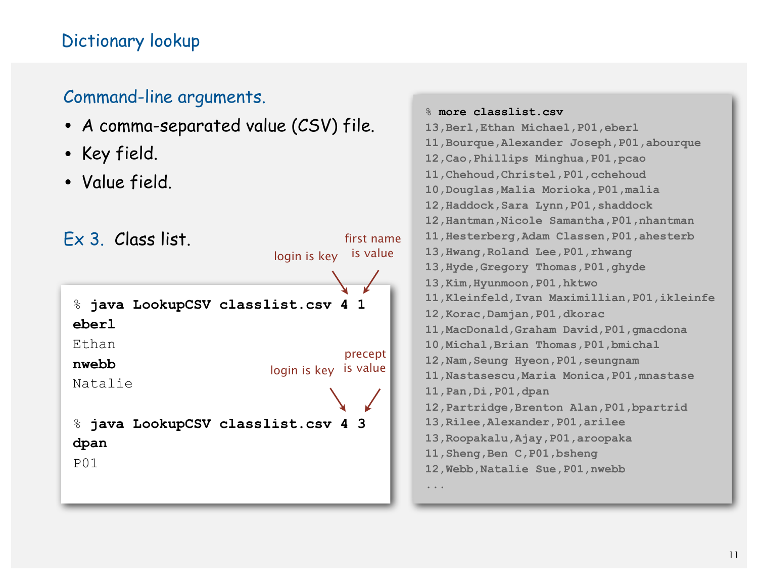# Dictionary lookup

## Command-line arguments.

- A comma-separated value (CSV) file.
- Key field.
- Value field.

**Ex 3.** Class list.

```
% java LookupCSV classlist.csv 4 1
eberl
Ethan
nwebb
Natalie

% java LookupCSV classlist.csv 4 3
dpan
P01
```

login is key, first name is value (4 1)

login is key, precept is value (4 3)

```
% more classlist.csv
13,Berl,Ethan Michael,P01,eberl
11,Bourque,Alexander Joseph,P01,abourque
12,Cao,Phillips Minghua,P01,pcao
11,Chehoud,Christel,P01,cchehoud
10,Douglas,Malia Morioka,P01,malia
12,Haddock,Sara Lynn,P01,shaddock
12,Hantman,Nicole Samantha,P01,nhantman
11,Hesterberg,Adam Classen,P01,ahesterb
13,Hwang,Roland Lee,P01,rhwang
13,Hyde,Gregory Thomas,P01,ghyde
13,Kim,Hyunmoon,P01,hktwo
11,Kleinfeld,Ivan Maximillian,P01,ikleinfe
12,Korac,Damjan,P01,dkorac
11,MacDonald,Graham David,P01,gmacdona
10,Michal,Brian Thomas,P01,bmichal
12,Nam,Seung Hyeon,P01,seungnam
11,Nastasescu,Maria Monica,P01,mnastase
11,Pan,Di,P01,dpan
12,Partridge,Brenton Alan,P01,bpartrid
13,Rilee,Alexander,P01,arilee
13,Roopakalu,Ajay,P01,aroopaka
11,Sheng,Ben C,P01,bsheng
12,Webb,Natalie Sue,P01,nwebb
...
```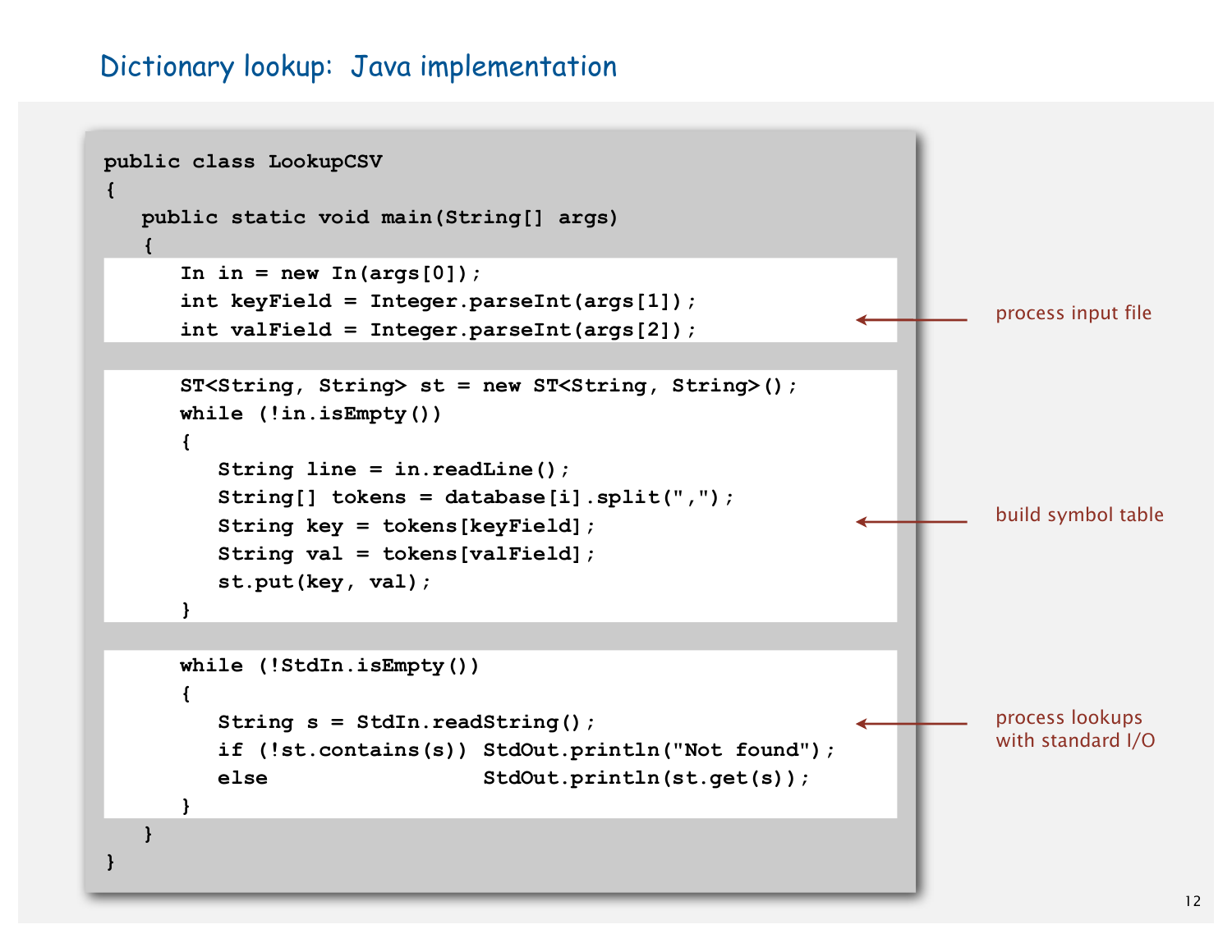# Dictionary lookup: Java implementation

```java
public class LookupCSV
{
   public static void main(String[] args)
   {
      In in = new In(args[0]);
      int keyField = Integer.parseInt(args[1]);
      int valField = Integer.parseInt(args[2]);

      ST<String, String> st = new ST<String, String>();
      while (!in.isEmpty())
      {
         String line = in.readLine();
         String[] tokens = database[i].split(",");
         String key = tokens[keyField];
         String val = tokens[valField];
         st.put(key, val);
      }

      while (!StdIn.isEmpty())
      {
         String s = StdIn.readString();
         if (!st.contains(s)) StdOut.println("Not found");
         else                 StdOut.println(st.get(s));
      }
   }
}
```

- process input file
- build symbol table
- process lookups with standard I/O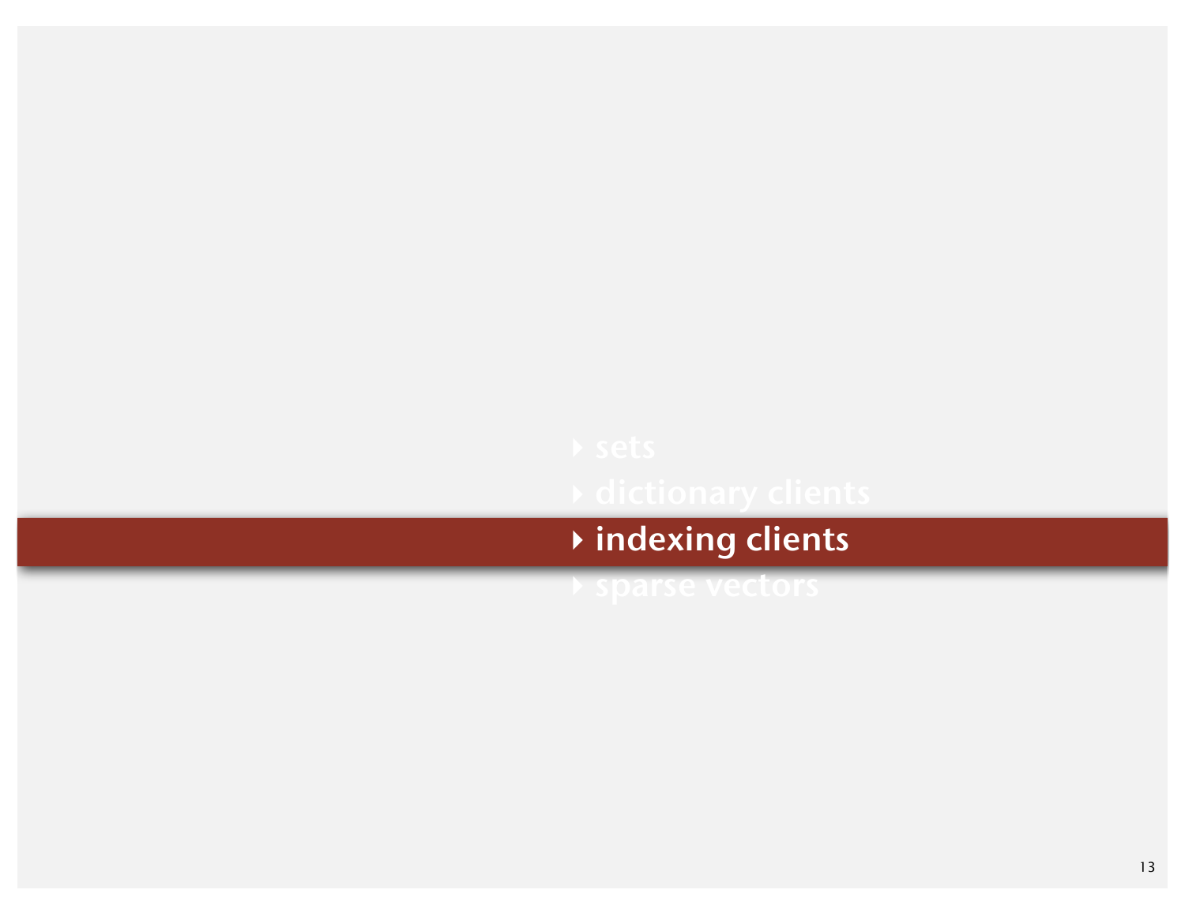- sets
- dictionary clients
- **indexing clients**
- sparse vectors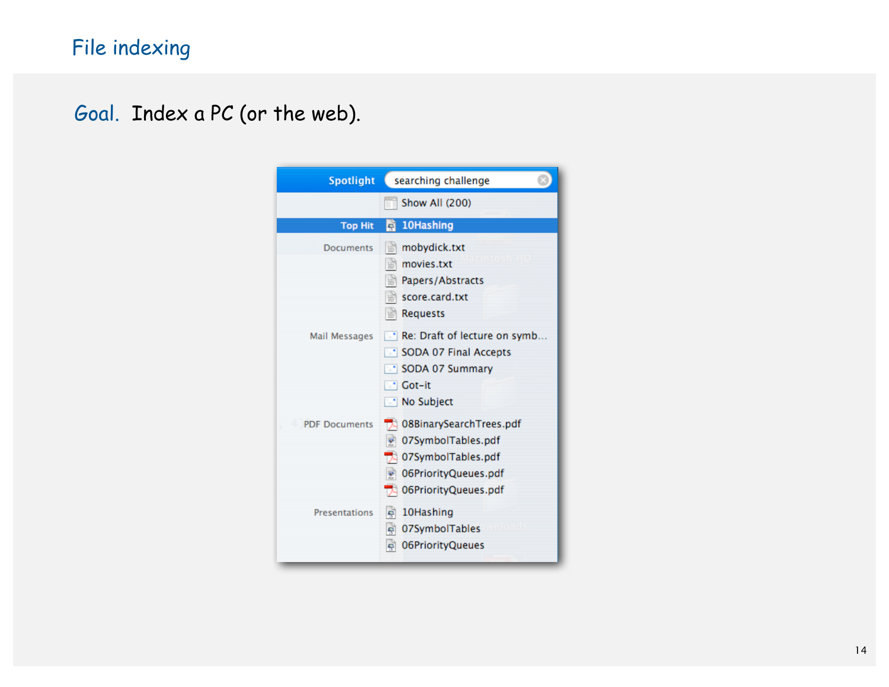# File indexing

**Goal.** Index a PC (or the web).

| Spotlight | searching challenge |
| --- | --- |
| | Show All (200) |
| Top Hit | 10Hashing |
| Documents | mobydick.txt |
| | movies.txt |
| | Papers/Abstracts |
| | score.card.txt |
| | Requests |
| Mail Messages | Re: Draft of lecture on symb... |
| | SODA 07 Final Accepts |
| | SODA 07 Summary |
| | Got-it |
| | No Subject |
| PDF Documents | 08BinarySearchTrees.pdf |
| | 07SymbolTables.pdf |
| | 07SymbolTables.pdf |
| | 06PriorityQueues.pdf |
| | 06PriorityQueues.pdf |
| Presentations | 10Hashing |
| | 07SymbolTables |
| | 06PriorityQueues |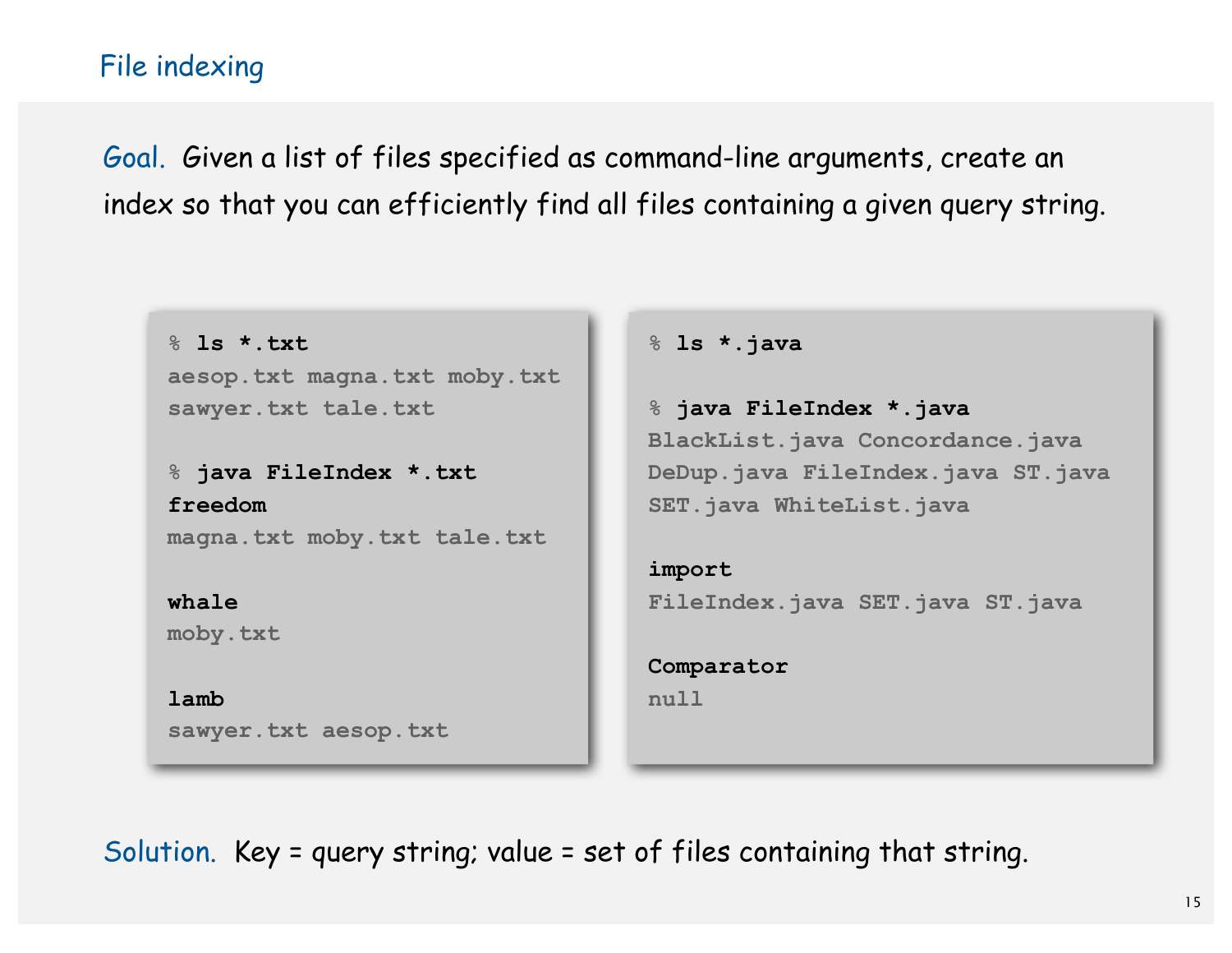# File indexing

**Goal.** Given a list of files specified as command-line arguments, create an index so that you can efficiently find all files containing a given query string.

```
% ls *.txt
aesop.txt magna.txt moby.txt
sawyer.txt tale.txt

% java FileIndex *.txt
freedom
magna.txt moby.txt tale.txt

whale
moby.txt

lamb
sawyer.txt aesop.txt
```

```
% ls *.java

% java FileIndex *.java
BlackList.java Concordance.java
DeDup.java FileIndex.java ST.java
SET.java WhiteList.java

import
FileIndex.java SET.java ST.java

Comparator
null
```

**Solution.** Key = query string; value = set of files containing that string.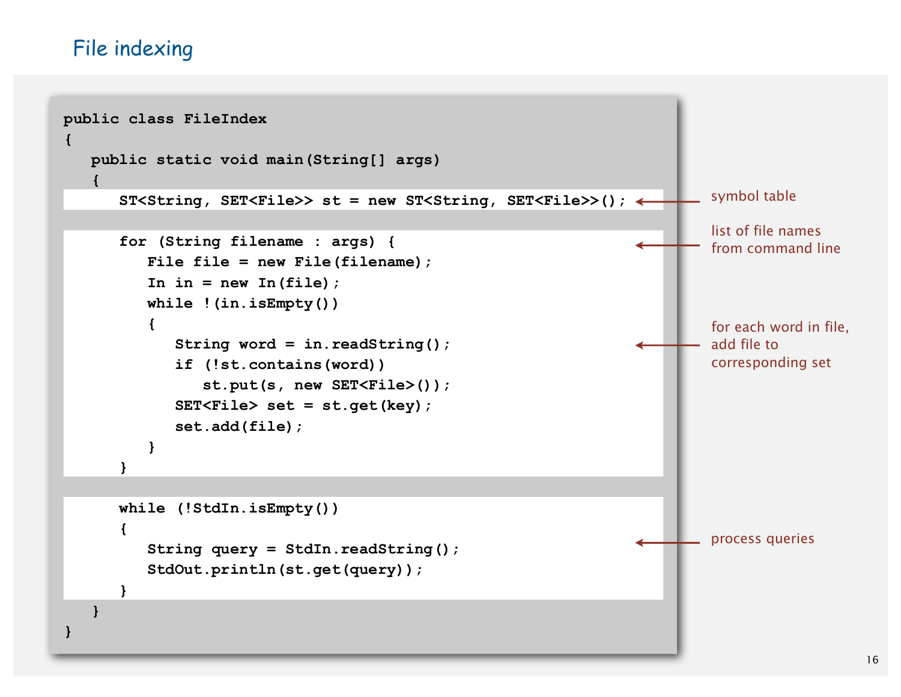# File indexing

```
public class FileIndex
{
   public static void main(String[] args)
   {
      ST<String, SET<File>> st = new ST<String, SET<File>>();

      for (String filename : args) {
         File file = new File(filename);
         In in = new In(file);
         while !(in.isEmpty())
         {
            String word = in.readString();
            if (!st.contains(word))
               st.put(s, new SET<File>());
            SET<File> set = st.get(key);
            set.add(file);
         }
      }

      while (!StdIn.isEmpty())
      {
         String query = StdIn.readString();
         StdOut.println(st.get(query));
      }
   }
}
```

- symbol table
- list of file names from command line
- for each word in file, add file to corresponding set
- process queries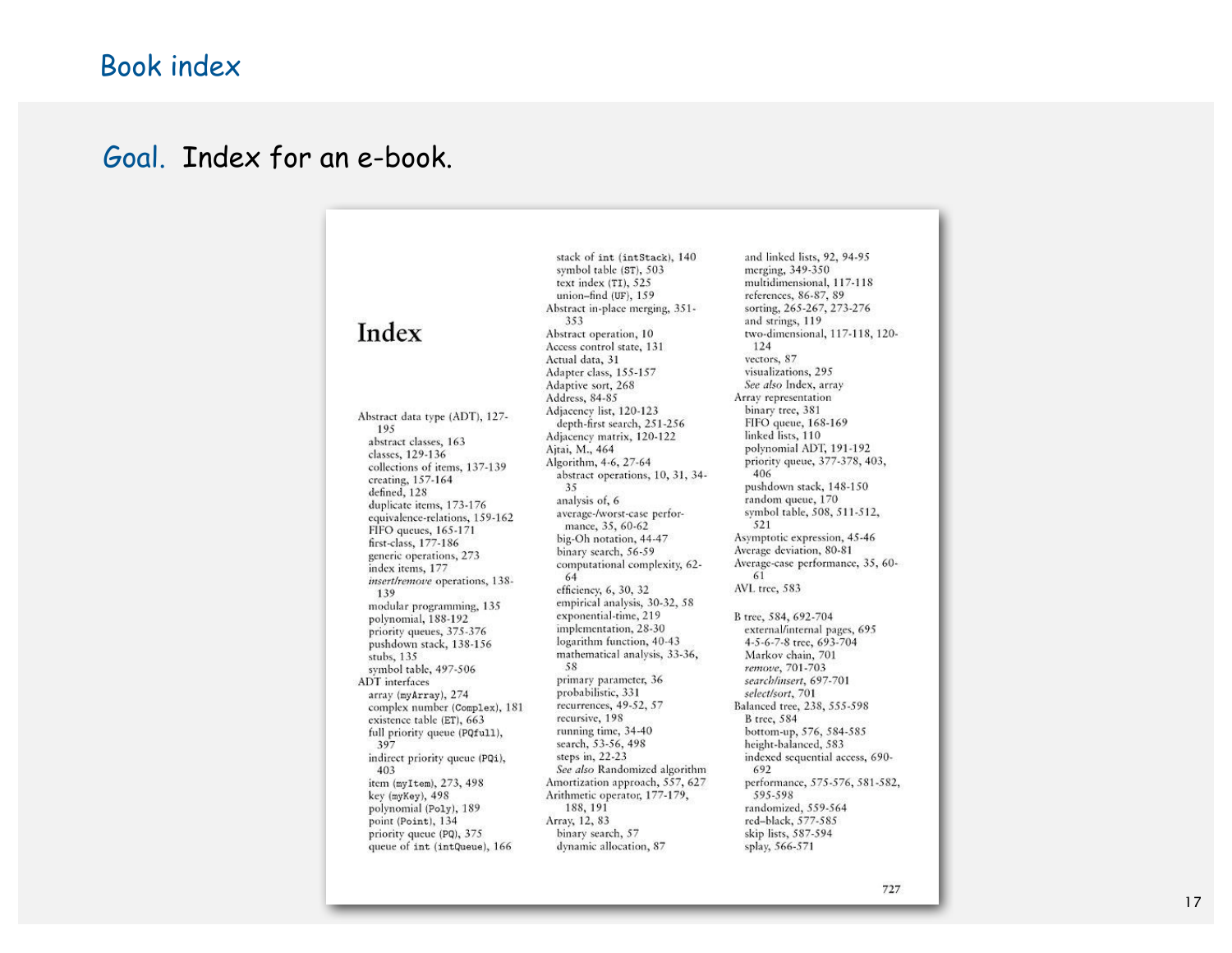# Book index

**Goal.** Index for an e-book.

## Index

Abstract data type (ADT), 127-195
- abstract classes, 163
- classes, 129-136
- collections of items, 137-139
- creating, 157-164
- defined, 128
- duplicate items, 173-176
- equivalence-relations, 159-162
- FIFO queues, 165-171
- first-class, 177-186
- generic operations, 273
- index items, 177
- *insert/remove* operations, 138-139
- modular programming, 135
- polynomial, 188-192
- priority queues, 375-376
- pushdown stack, 138-156
- stubs, 135
- symbol table, 497-506

ADT interfaces
- array (`myArray`), 274
- complex number (`Complex`), 181
- existence table (`ET`), 663
- full priority queue (`PQfull`), 397
- indirect priority queue (`PQi`), 403
- item (`myItem`), 273, 498
- key (`myKey`), 498
- polynomial (`Poly`), 189
- point (`Point`), 134
- priority queue (`PQ`), 375
- queue of `int` (`intQueue`), 166
- stack of `int` (`intStack`), 140
- symbol table (`ST`), 503
- text index (`TI`), 525
- union–find (`UF`), 159

Abstract in-place merging, 351-353

Abstract operation, 10

Access control state, 131

Actual data, 31

Adapter class, 155-157

Adaptive sort, 268

Address, 84-85

Adjacency list, 120-123
- depth-first search, 251-256

Adjacency matrix, 120-122

Ajtai, M., 464

Algorithm, 4-6, 27-64
- abstract operations, 10, 31, 34-35
- analysis of, 6
- average-/worst-case performance, 35, 60-62
- big-Oh notation, 44-47
- binary search, 56-59
- computational complexity, 62-64
- efficiency, 6, 30, 32
- empirical analysis, 30-32, 58
- exponential-time, 219
- implementation, 28-30
- logarithm function, 40-43
- mathematical analysis, 33-36, 58
- primary parameter, 36
- probabilistic, 331
- recurrences, 49-52, 57
- recursive, 198
- running time, 34-40
- search, 53-56, 498
- steps in, 22-23
- *See also* Randomized algorithm

Amortization approach, 557, 627

Arithmetic operator, 177-179, 188, 191

Array, 12, 83
- binary search, 57
- dynamic allocation, 87
- and linked lists, 92, 94-95
- merging, 349-350
- multidimensional, 117-118
- references, 86-87, 89
- sorting, 265-267, 273-276
- and strings, 119
- two-dimensional, 117-118, 120-124
- vectors, 87
- visualizations, 295
- *See also* Index, array

Array representation
- binary tree, 381
- FIFO queue, 168-169
- linked lists, 110
- polynomial ADT, 191-192
- priority queue, 377-378, 403, 406
- pushdown stack, 148-150
- random queue, 170
- symbol table, 508, 511-512, 521

Asymptotic expression, 45-46

Average deviation, 80-81

Average-case performance, 35, 60-61

AVL tree, 583

B tree, 584, 692-704
- external/internal pages, 695
- 4-5-6-7-8 tree, 693-704
- Markov chain, 701
- *remove*, 701-703
- *search/insert*, 697-701
- *select/sort*, 701

Balanced tree, 238, 555-598
- B tree, 584
- bottom-up, 576, 584-585
- height-balanced, 583
- indexed sequential access, 690-692
- performance, 575-576, 581-582, 595-598
- randomized, 559-564
- red–black, 577-585
- skip lists, 587-594
- splay, 566-571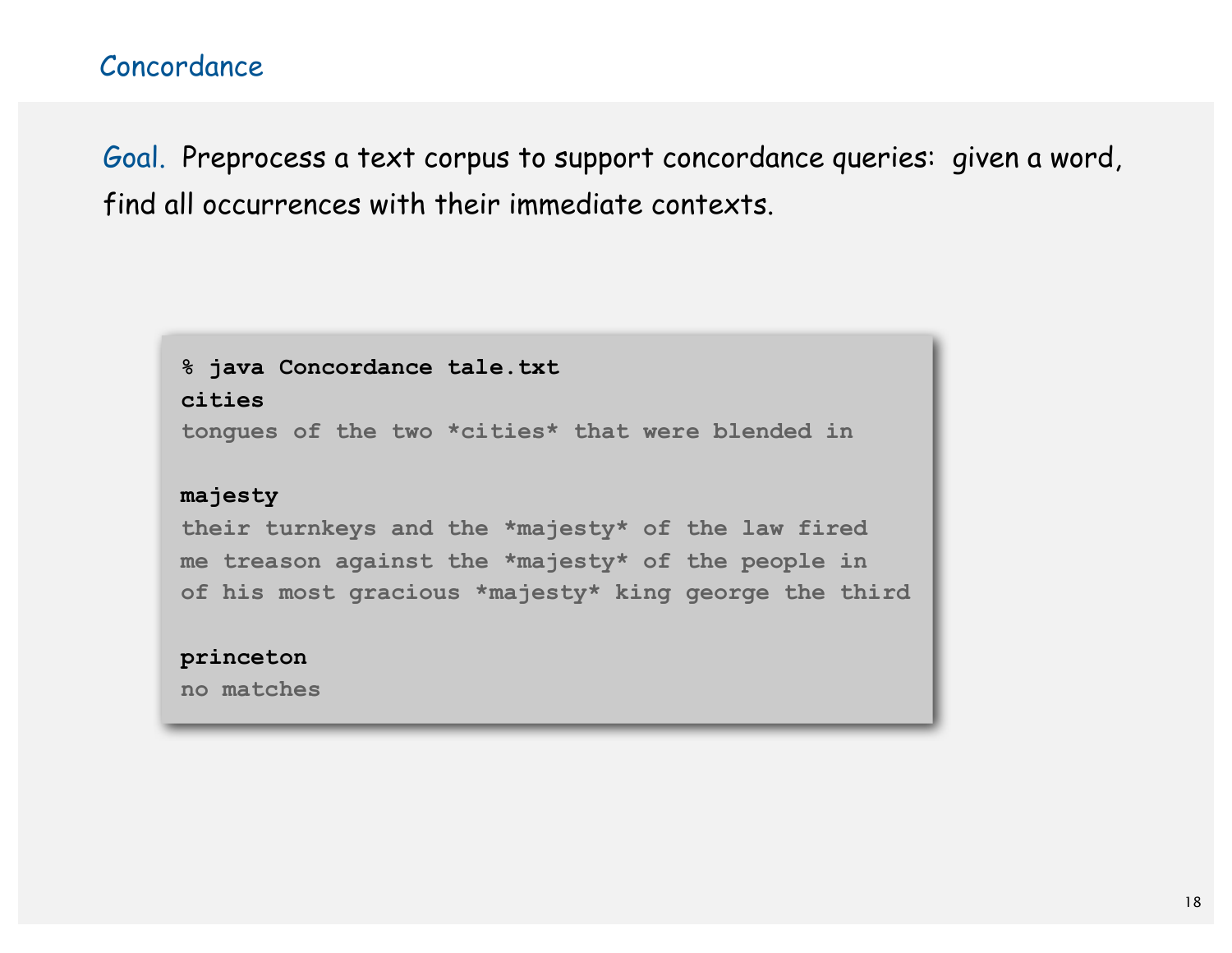# Concordance

**Goal.** Preprocess a text corpus to support concordance queries: given a word, find all occurrences with their immediate contexts.

```
% java Concordance tale.txt
cities
tongues of the two *cities* that were blended in

majesty
their turnkeys and the *majesty* of the law fired
me treason against the *majesty* of the people in
of his most gracious *majesty* king george the third

princeton
no matches
```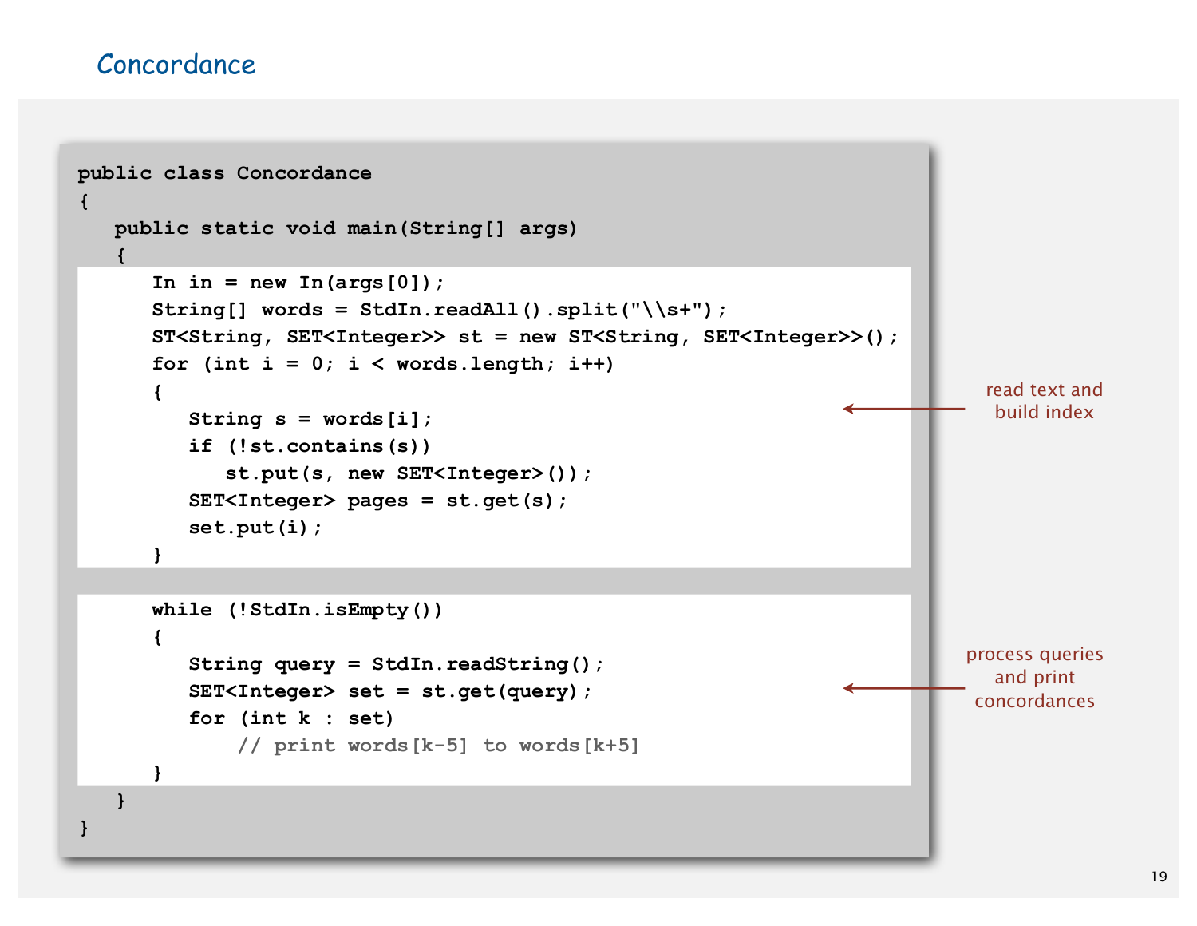# Concordance

```
public class Concordance
{
   public static void main(String[] args)
   {
      In in = new In(args[0]);
      String[] words = StdIn.readAll().split("\\s+");
      ST<String, SET<Integer>> st = new ST<String, SET<Integer>>();
      for (int i = 0; i < words.length; i++)
      {
         String s = words[i];
         if (!st.contains(s))
            st.put(s, new SET<Integer>());
         SET<Integer> pages = st.get(s);
         set.put(i);
      }

      while (!StdIn.isEmpty())
      {
         String query = StdIn.readString();
         SET<Integer> set = st.get(query);
         for (int k : set)
             // print words[k-5] to words[k+5]
      }
   }
}
```

read text and build index

process queries and print concordances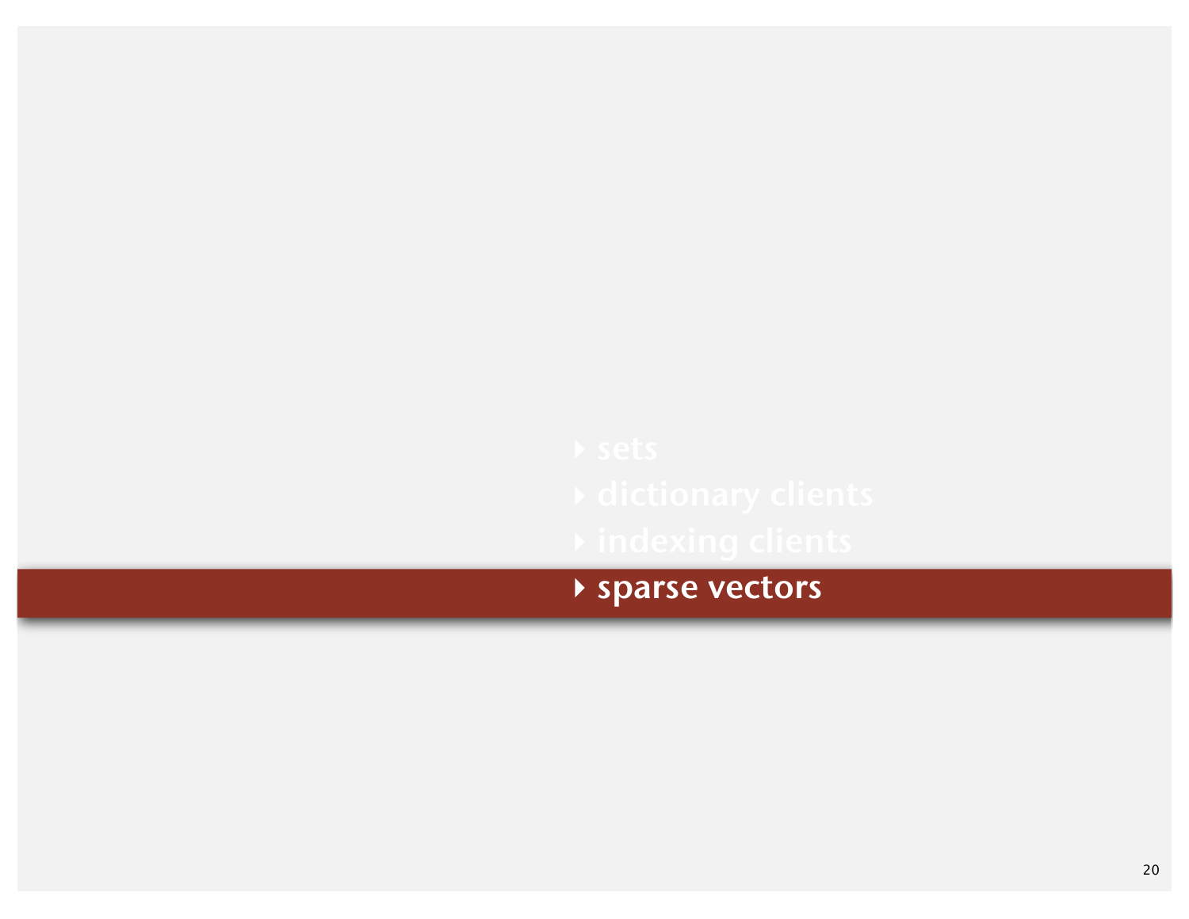- sets
- dictionary clients
- indexing clients
- **sparse vectors**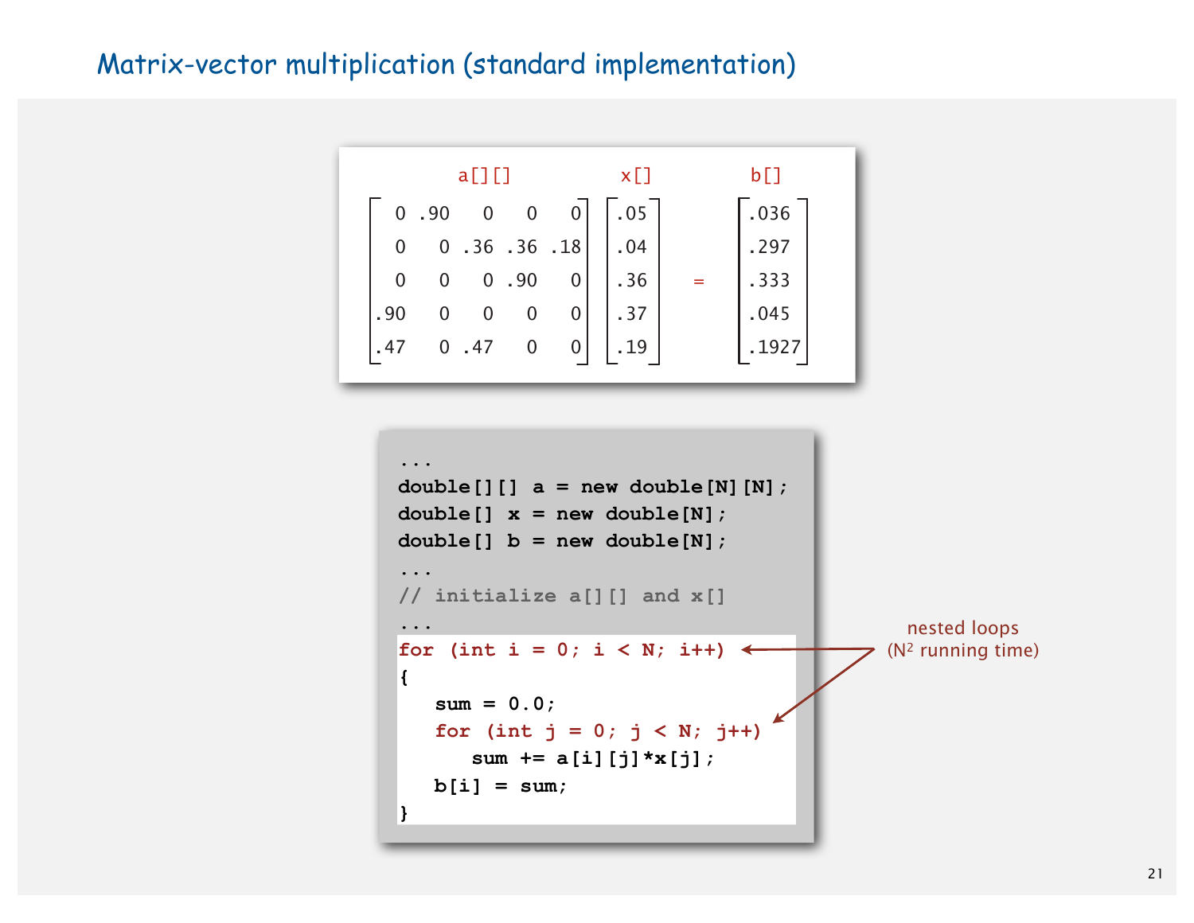# Matrix-vector multiplication (standard implementation)

$$
\underbrace{\begin{bmatrix} 0 & .90 & 0 & 0 & 0 \\ 0 & 0 & .36 & .36 & .18 \\ 0 & 0 & 0 & .90 & 0 \\ .90 & 0 & 0 & 0 & 0 \\ .47 & 0 & .47 & 0 & 0 \end{bmatrix}}_{a[][]}
\underbrace{\begin{bmatrix} .05 \\ .04 \\ .36 \\ .37 \\ .19 \end{bmatrix}}_{x[]}
=
\underbrace{\begin{bmatrix} .036 \\ .297 \\ .333 \\ .045 \\ .1927 \end{bmatrix}}_{b[]}
$$

```
...
double[][] a = new double[N][N];
double[] x = new double[N];
double[] b = new double[N];
...
// initialize a[][] and x[]
...
for (int i = 0; i < N; i++)
{
   sum = 0.0;
   for (int j = 0; j < N; j++)
      sum += a[i][j]*x[j];
   b[i] = sum;
}
```

nested loops ($N^2$ running time)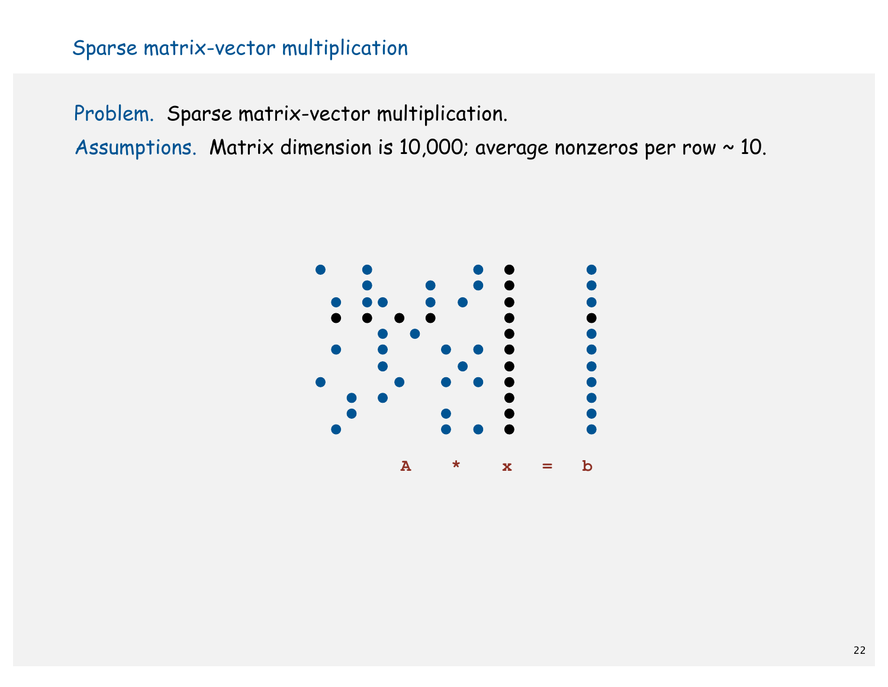# Sparse matrix-vector multiplication

**Problem.** Sparse matrix-vector multiplication.

**Assumptions.** Matrix dimension is 10,000; average nonzeros per row ~ 10.

A * x = b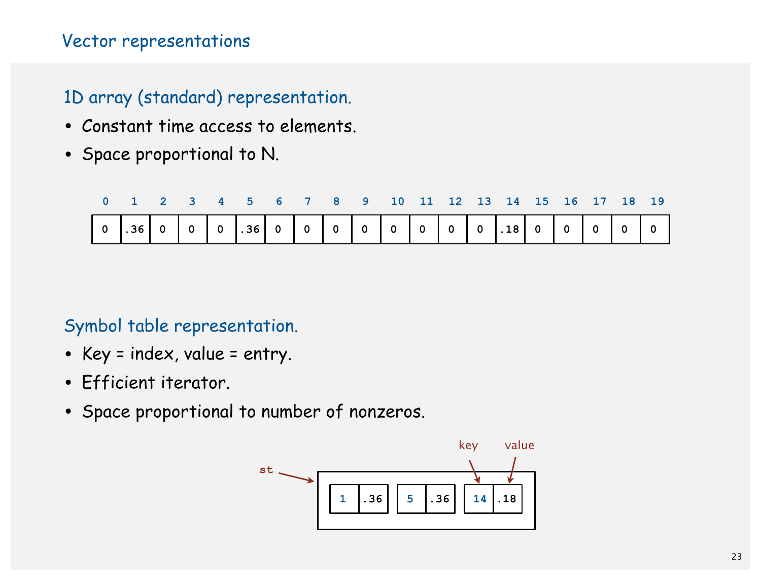# Vector representations

## 1D array (standard) representation.

- Constant time access to elements.
- Space proportional to N.

| 0 | 1 | 2 | 3 | 4 | 5 | 6 | 7 | 8 | 9 | 10 | 11 | 12 | 13 | 14 | 15 | 16 | 17 | 18 | 19 |
|---|---|---|---|---|---|---|---|---|---|---|---|---|---|---|---|---|---|---|---|
| 0 | .36 | 0 | 0 | 0 | .36 | 0 | 0 | 0 | 0 | 0 | 0 | 0 | 0 | .18 | 0 | 0 | 0 | 0 | 0 |

## Symbol table representation.

- Key = index, value = entry.
- Efficient iterator.
- Space proportional to number of nonzeros.

st →

| key | value |
|---|---|
| 1 | .36 |
| 5 | .36 |
| 14 | .18 |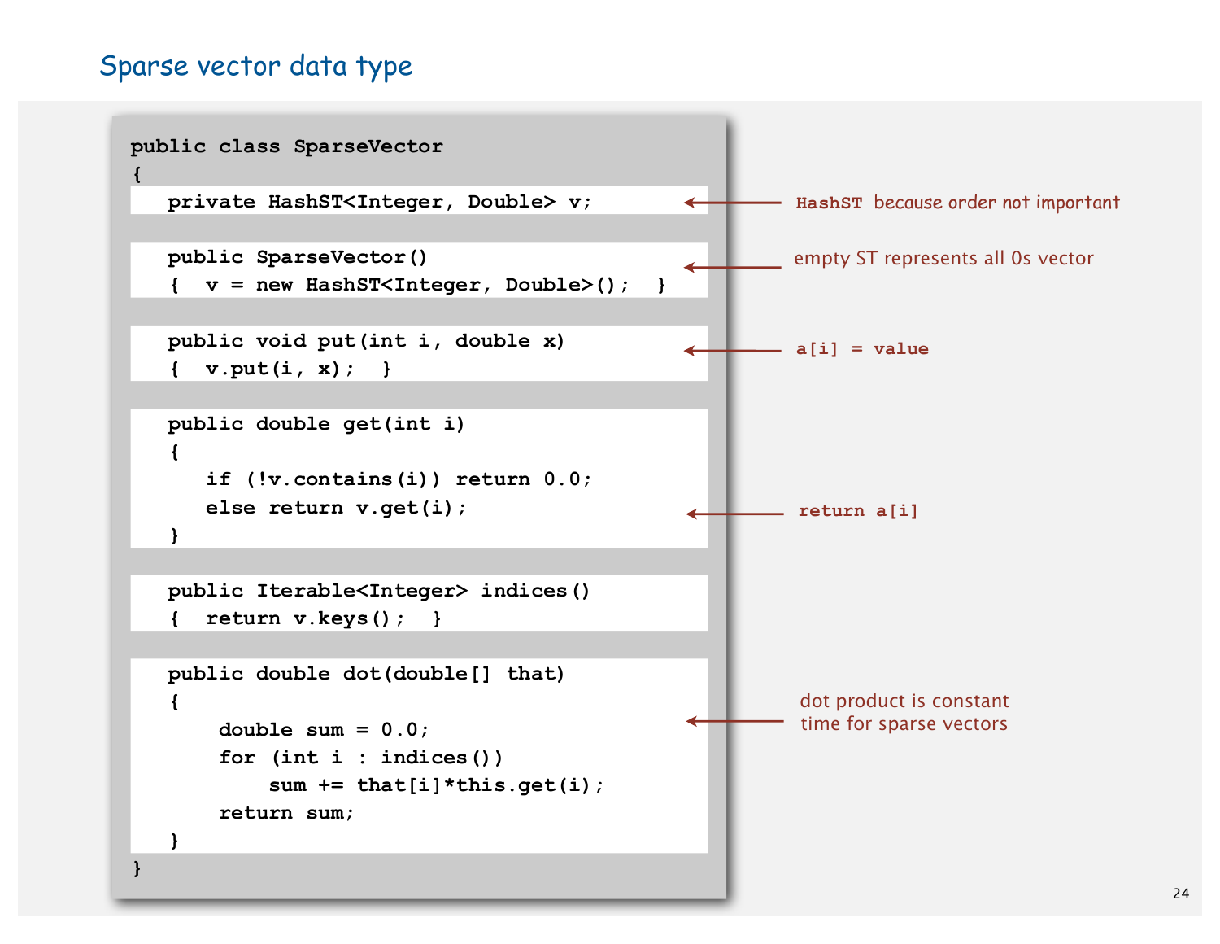# Sparse vector data type

```
public class SparseVector
{
   private HashST<Integer, Double> v;

   public SparseVector()
   {  v = new HashST<Integer, Double>();  }

   public void put(int i, double x)
   {  v.put(i, x);  }

   public double get(int i)
   {
      if (!v.contains(i)) return 0.0;
      else return v.get(i);
   }

   public Iterable<Integer> indices()
   {  return v.keys();  }

   public double dot(double[] that)
   {
       double sum = 0.0;
       for (int i : indices())
           sum += that[i]*this.get(i);
       return sum;
   }
}
```

- `private HashST<Integer, Double> v;` ← `HashST` because order not important
- constructor ← empty ST represents all 0s vector
- `put` ← `a[i] = value`
- `get` ← `return a[i]`
- `dot` ← dot product is constant time for sparse vectors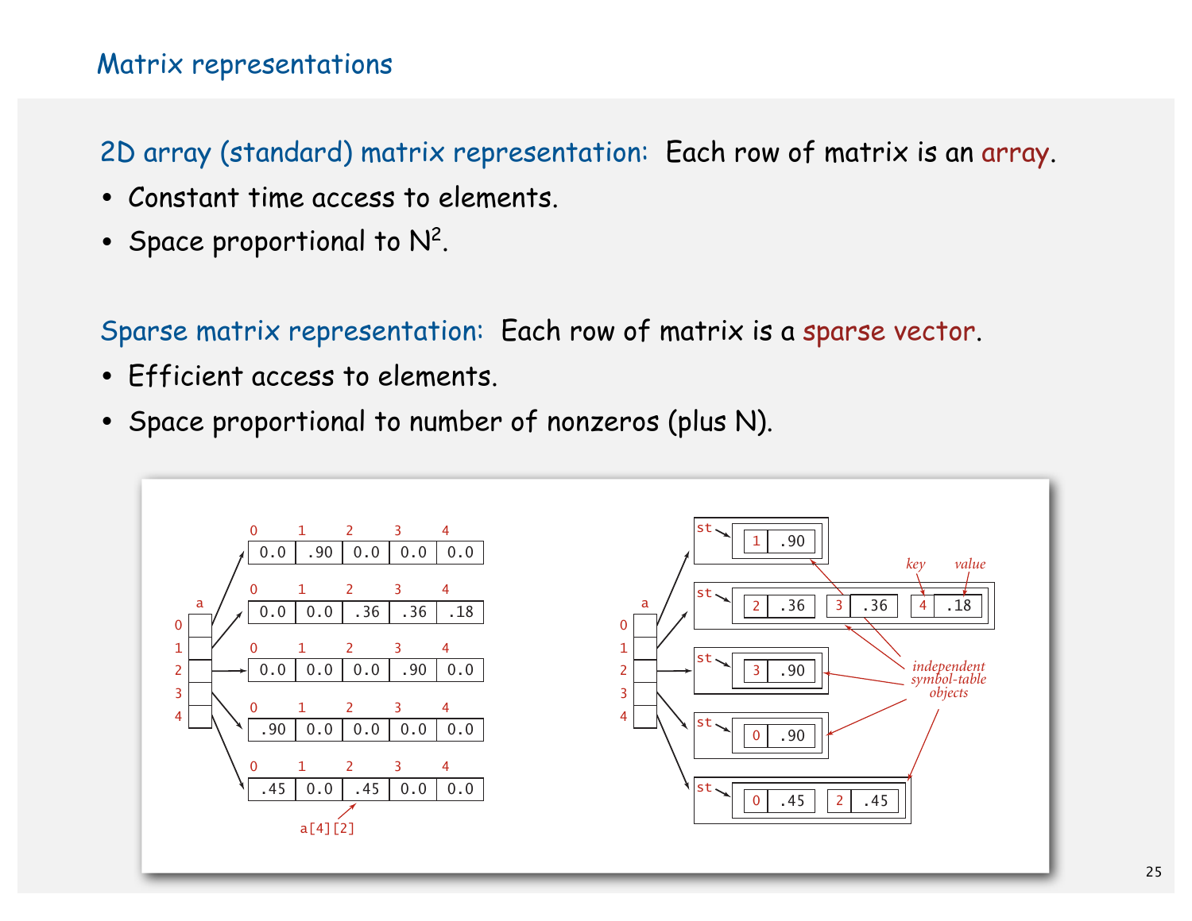## Matrix representations

2D array (standard) matrix representation: Each row of matrix is an array.

- Constant time access to elements.
- Space proportional to $N^2$.

Sparse matrix representation: Each row of matrix is a sparse vector.

- Efficient access to elements.
- Space proportional to number of nonzeros (plus N).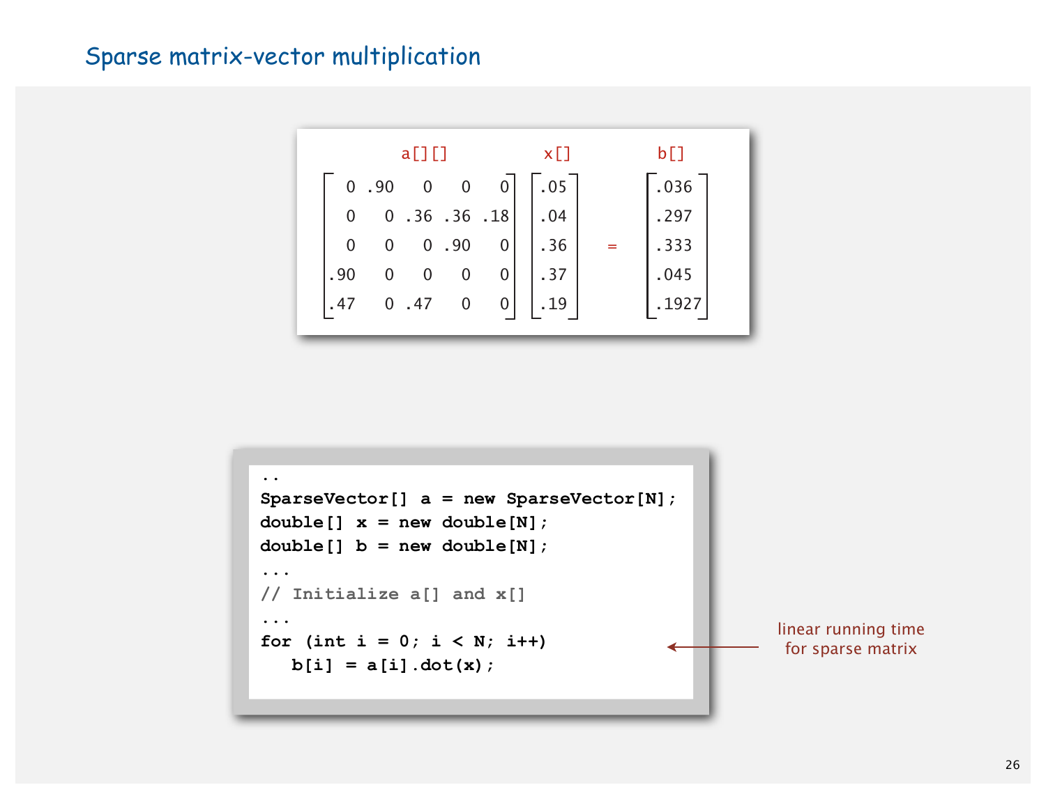# Sparse matrix-vector multiplication

$$
\underbrace{\begin{bmatrix} 0 & .90 & 0 & 0 & 0 \\ 0 & 0 & .36 & .36 & .18 \\ 0 & 0 & 0 & .90 & 0 \\ .90 & 0 & 0 & 0 & 0 \\ .47 & 0 & .47 & 0 & 0 \end{bmatrix}}_{a[][]}
\underbrace{\begin{bmatrix} .05 \\ .04 \\ .36 \\ .37 \\ .19 \end{bmatrix}}_{x[]}
=
\underbrace{\begin{bmatrix} .036 \\ .297 \\ .333 \\ .045 \\ .1927 \end{bmatrix}}_{b[]}
$$

```
..
SparseVector[] a = new SparseVector[N];
double[] x = new double[N];
double[] b = new double[N];
...
// Initialize a[] and x[]
...
for (int i = 0; i < N; i++)
   b[i] = a[i].dot(x);
```

linear running time for sparse matrix